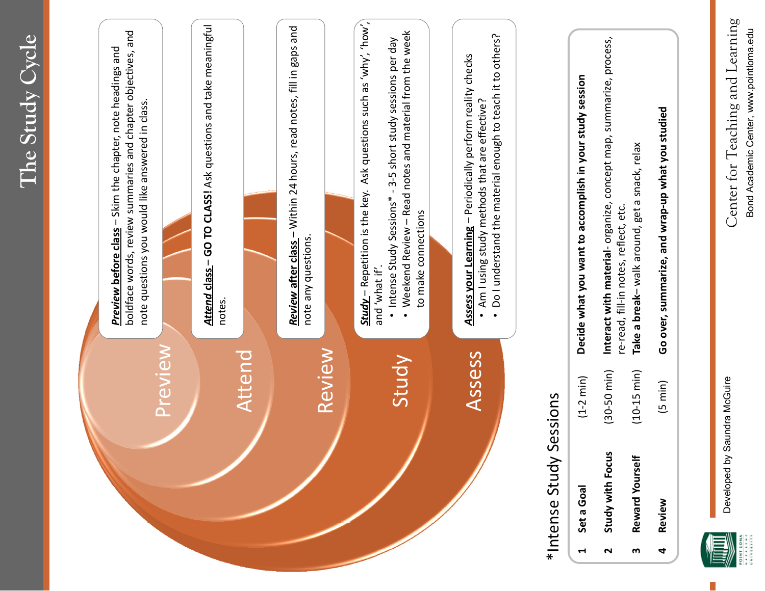# The Study Cycle

**Preview** | **Attend** | **Review** | **Study** | **Assess**

***Preview before class*** – Skim the chapter, note headings and boldface words, review summaries and chapter objectives, and note questions you would like answered in class.

***Attend class*** – **GO TO CLASS!** Ask questions and take meaningful notes.

***Review after class*** – Within 24 hours, read notes, fill in gaps and note any questions.

***Study*** – Repetition is the key. Ask questions such as 'why', 'how', and 'what if'.

- Intense Study Sessions* - 3-5 short study sessions per day
- Weekend Review – Read notes and material from the week to make connections

***Assess your Learning*** – Periodically perform reality checks

- Am I using study methods that are effective?
- Do I understand the material enough to teach it to others?

## *Intense Study Sessions

| | | | |
|---|---|---|---|
| 1 | **Set a Goal** | (1-2 min) | **Decide what you want to accomplish in your study session** |
| 2 | **Study with Focus** | (30-50 min) | **Interact with material**- organize, concept map, summarize, process, re-read, fill-in notes, reflect, etc. |
| 3 | **Reward Yourself** | (10-15 min) | **Take a break**– walk around, get a snack, relax |
| 4 | **Review** | (5 min) | **Go over, summarize, and wrap-up what you studied** |

Developed by Saundra McGuire

Center for Teaching and Learning
Bond Academic Center, www.pointloma.edu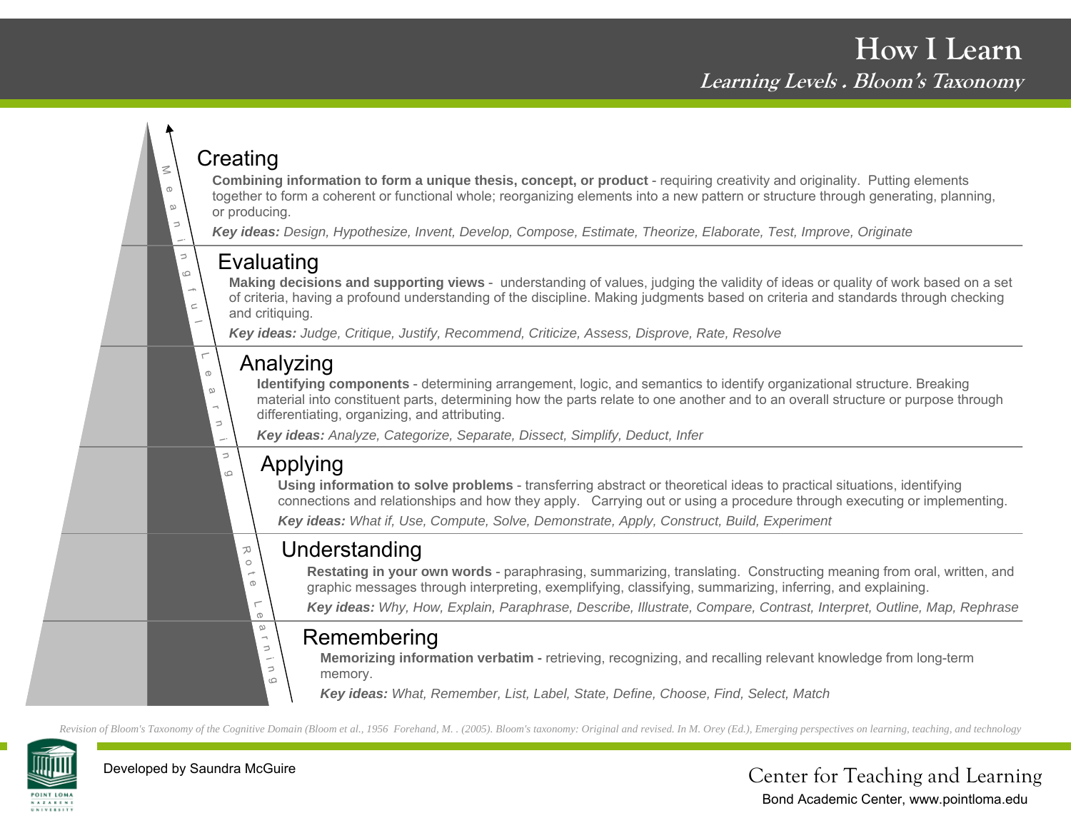# How I Learn

## Learning Levels . Bloom's Taxonomy

Meaningful Learning

### Creating

**Combining information to form a unique thesis, concept, or product** - requiring creativity and originality. Putting elements together to form a coherent or functional whole; reorganizing elements into a new pattern or structure through generating, planning, or producing.

***Key ideas:*** *Design, Hypothesize, Invent, Develop, Compose, Estimate, Theorize, Elaborate, Test, Improve, Originate*

### Evaluating

**Making decisions and supporting views** - understanding of values, judging the validity of ideas or quality of work based on a set of criteria, having a profound understanding of the discipline. Making judgments based on criteria and standards through checking and critiquing.

***Key ideas:*** *Judge, Critique, Justify, Recommend, Criticize, Assess, Disprove, Rate, Resolve*

### Analyzing

**Identifying components** - determining arrangement, logic, and semantics to identify organizational structure. Breaking material into constituent parts, determining how the parts relate to one another and to an overall structure or purpose through differentiating, organizing, and attributing.

***Key ideas:*** *Analyze, Categorize, Separate, Dissect, Simplify, Deduct, Infer*

### Applying

**Using information to solve problems** - transferring abstract or theoretical ideas to practical situations, identifying connections and relationships and how they apply. Carrying out or using a procedure through executing or implementing.

***Key ideas:*** *What if, Use, Compute, Solve, Demonstrate, Apply, Construct, Build, Experiment*

Rote Learning

### Understanding

**Restating in your own words** - paraphrasing, summarizing, translating. Constructing meaning from oral, written, and graphic messages through interpreting, exemplifying, classifying, summarizing, inferring, and explaining.

***Key ideas:*** *Why, How, Explain, Paraphrase, Describe, Illustrate, Compare, Contrast, Interpret, Outline, Map, Rephrase*

### Remembering

**Memorizing information verbatim -** retrieving, recognizing, and recalling relevant knowledge from long-term memory.

***Key ideas:*** *What, Remember, List, Label, State, Define, Choose, Find, Select, Match*

*Revision of Bloom's Taxonomy of the Cognitive Domain (Bloom et al., 1956 Forehand, M. . (2005). Bloom's taxonomy: Original and revised. In M. Orey (Ed.), Emerging perspectives on learning, teaching, and technology*

Developed by Saundra McGuire

Center for Teaching and Learning
Bond Academic Center, www.pointloma.edu